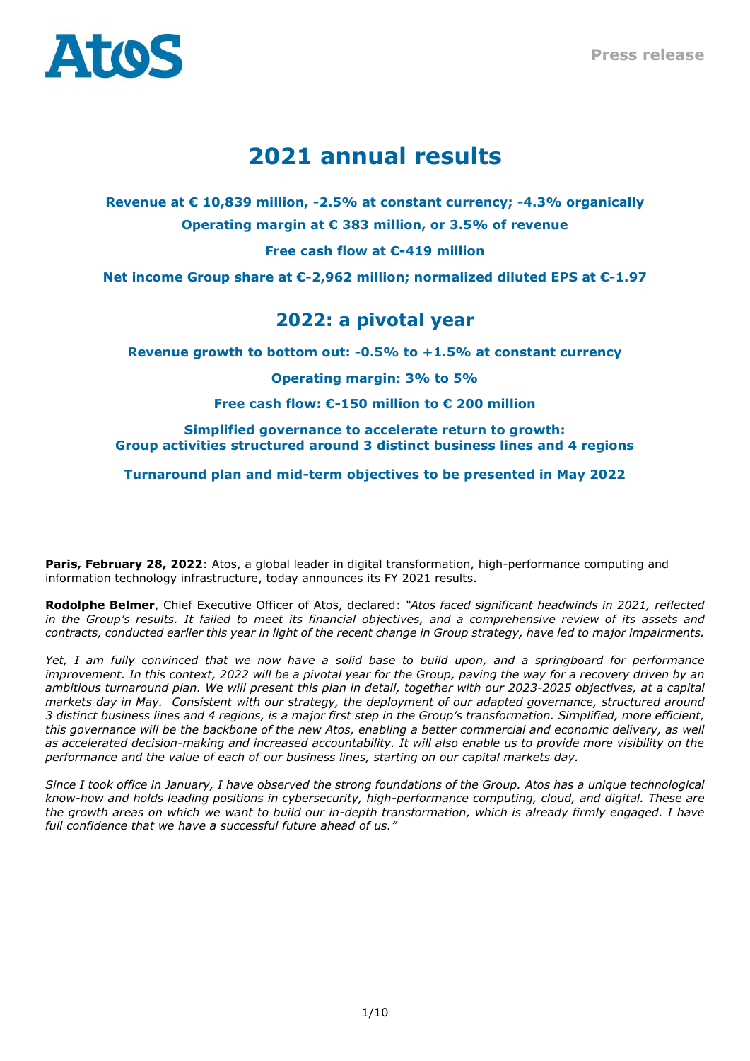Atos

Press release

# 2021 annual results

**Revenue at € 10,839 million, -2.5% at constant currency; -4.3% organically**

**Operating margin at € 383 million, or 3.5% of revenue**

**Free cash flow at €-419 million**

**Net income Group share at €-2,962 million; normalized diluted EPS at €-1.97**

## 2022: a pivotal year

**Revenue growth to bottom out: -0.5% to +1.5% at constant currency**

**Operating margin: 3% to 5%**

**Free cash flow: €-150 million to € 200 million**

**Simplified governance to accelerate return to growth:**
**Group activities structured around 3 distinct business lines and 4 regions**

**Turnaround plan and mid-term objectives to be presented in May 2022**

**Paris, February 28, 2022**: Atos, a global leader in digital transformation, high-performance computing and information technology infrastructure, today announces its FY 2021 results.

**Rodolphe Belmer**, Chief Executive Officer of Atos, declared: *"Atos faced significant headwinds in 2021, reflected in the Group's results. It failed to meet its financial objectives, and a comprehensive review of its assets and contracts, conducted earlier this year in light of the recent change in Group strategy, have led to major impairments.*

*Yet, I am fully convinced that we now have a solid base to build upon, and a springboard for performance improvement. In this context, 2022 will be a pivotal year for the Group, paving the way for a recovery driven by an ambitious turnaround plan. We will present this plan in detail, together with our 2023-2025 objectives, at a capital markets day in May. Consistent with our strategy, the deployment of our adapted governance, structured around 3 distinct business lines and 4 regions, is a major first step in the Group's transformation. Simplified, more efficient, this governance will be the backbone of the new Atos, enabling a better commercial and economic delivery, as well as accelerated decision-making and increased accountability. It will also enable us to provide more visibility on the performance and the value of each of our business lines, starting on our capital markets day.*

*Since I took office in January, I have observed the strong foundations of the Group. Atos has a unique technological know-how and holds leading positions in cybersecurity, high-performance computing, cloud, and digital. These are the growth areas on which we want to build our in-depth transformation, which is already firmly engaged. I have full confidence that we have a successful future ahead of us."*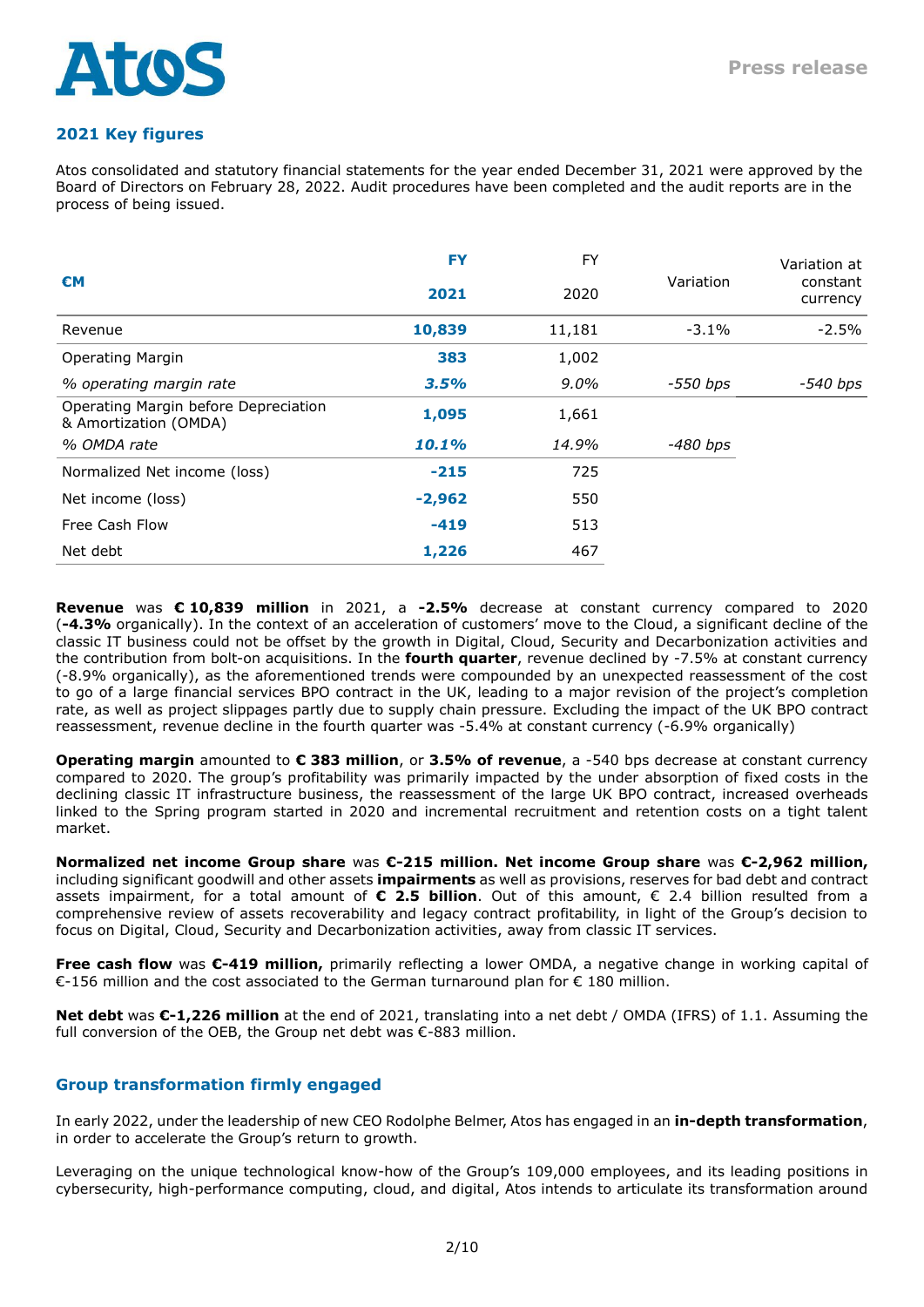## 2021 Key figures

Atos consolidated and statutory financial statements for the year ended December 31, 2021 were approved by the Board of Directors on February 28, 2022. Audit procedures have been completed and the audit reports are in the process of being issued.

| €M | FY 2021 | FY 2020 | Variation | Variation at constant currency |
|---|---|---|---|---|
| Revenue | **10,839** | 11,181 | -3.1% | -2.5% |
| Operating Margin | **383** | 1,002 | | |
| *% operating margin rate* | ***3.5%*** | *9.0%* | *-550 bps* | *-540 bps* |
| Operating Margin before Depreciation & Amortization (OMDA) | **1,095** | 1,661 | | |
| *% OMDA rate* | ***10.1%*** | *14.9%* | *-480 bps* | |
| Normalized Net income (loss) | **-215** | 725 | | |
| Net income (loss) | **-2,962** | 550 | | |
| Free Cash Flow | **-419** | 513 | | |
| Net debt | **1,226** | 467 | | |

**Revenue** was **€ 10,839 million** in 2021, a **-2.5%** decrease at constant currency compared to 2020 (**-4.3%** organically). In the context of an acceleration of customers' move to the Cloud, a significant decline of the classic IT business could not be offset by the growth in Digital, Cloud, Security and Decarbonization activities and the contribution from bolt-on acquisitions. In the **fourth quarter**, revenue declined by -7.5% at constant currency (-8.9% organically), as the aforementioned trends were compounded by an unexpected reassessment of the cost to go of a large financial services BPO contract in the UK, leading to a major revision of the project's completion rate, as well as project slippages partly due to supply chain pressure. Excluding the impact of the UK BPO contract reassessment, revenue decline in the fourth quarter was -5.4% at constant currency (-6.9% organically)

**Operating margin** amounted to **€ 383 million**, or **3.5% of revenue**, a -540 bps decrease at constant currency compared to 2020. The group's profitability was primarily impacted by the under absorption of fixed costs in the declining classic IT infrastructure business, the reassessment of the large UK BPO contract, increased overheads linked to the Spring program started in 2020 and incremental recruitment and retention costs on a tight talent market.

**Normalized net income Group share** was **€-215 million. Net income Group share** was **€-2,962 million,** including significant goodwill and other assets **impairments** as well as provisions, reserves for bad debt and contract assets impairment, for a total amount of **€ 2.5 billion**. Out of this amount, € 2.4 billion resulted from a comprehensive review of assets recoverability and legacy contract profitability, in light of the Group's decision to focus on Digital, Cloud, Security and Decarbonization activities, away from classic IT services.

**Free cash flow** was **€-419 million,** primarily reflecting a lower OMDA, a negative change in working capital of €-156 million and the cost associated to the German turnaround plan for € 180 million.

**Net debt** was **€-1,226 million** at the end of 2021, translating into a net debt / OMDA (IFRS) of 1.1. Assuming the full conversion of the OEB, the Group net debt was €-883 million.

## Group transformation firmly engaged

In early 2022, under the leadership of new CEO Rodolphe Belmer, Atos has engaged in an **in-depth transformation**, in order to accelerate the Group's return to growth.

Leveraging on the unique technological know-how of the Group's 109,000 employees, and its leading positions in cybersecurity, high-performance computing, cloud, and digital, Atos intends to articulate its transformation around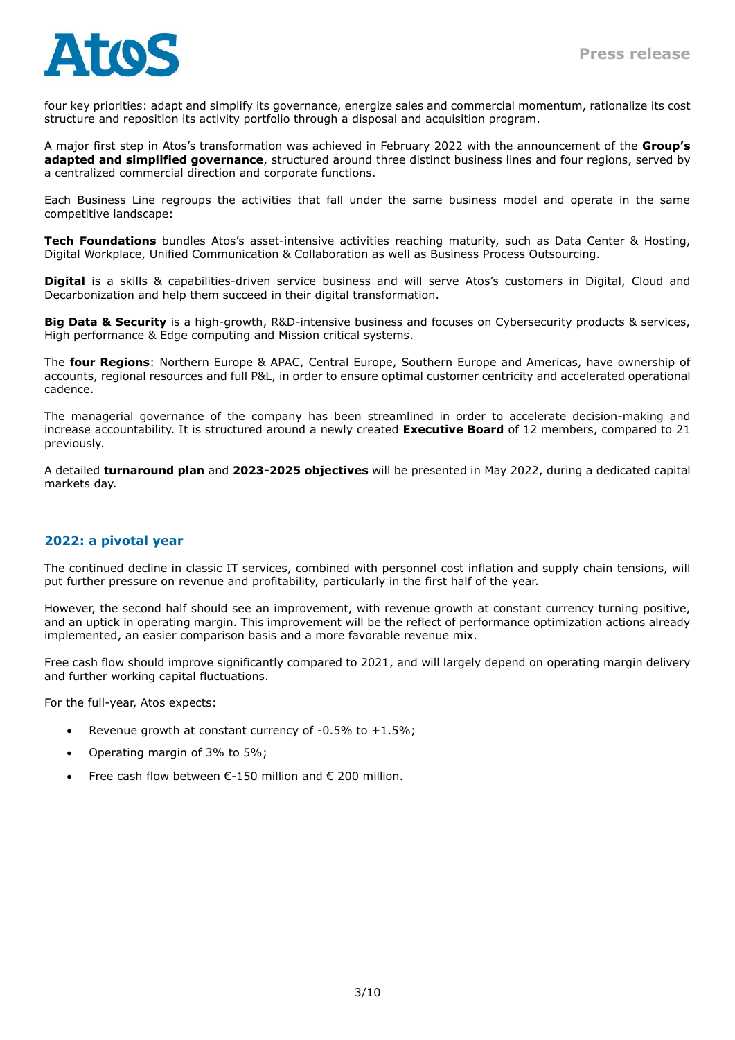four key priorities: adapt and simplify its governance, energize sales and commercial momentum, rationalize its cost structure and reposition its activity portfolio through a disposal and acquisition program.

A major first step in Atos's transformation was achieved in February 2022 with the announcement of the **Group's adapted and simplified governance**, structured around three distinct business lines and four regions, served by a centralized commercial direction and corporate functions.

Each Business Line regroups the activities that fall under the same business model and operate in the same competitive landscape:

**Tech Foundations** bundles Atos's asset-intensive activities reaching maturity, such as Data Center & Hosting, Digital Workplace, Unified Communication & Collaboration as well as Business Process Outsourcing.

**Digital** is a skills & capabilities-driven service business and will serve Atos's customers in Digital, Cloud and Decarbonization and help them succeed in their digital transformation.

**Big Data & Security** is a high-growth, R&D-intensive business and focuses on Cybersecurity products & services, High performance & Edge computing and Mission critical systems.

The **four Regions**: Northern Europe & APAC, Central Europe, Southern Europe and Americas, have ownership of accounts, regional resources and full P&L, in order to ensure optimal customer centricity and accelerated operational cadence.

The managerial governance of the company has been streamlined in order to accelerate decision-making and increase accountability. It is structured around a newly created **Executive Board** of 12 members, compared to 21 previously.

A detailed **turnaround plan** and **2023-2025 objectives** will be presented in May 2022, during a dedicated capital markets day.

## 2022: a pivotal year

The continued decline in classic IT services, combined with personnel cost inflation and supply chain tensions, will put further pressure on revenue and profitability, particularly in the first half of the year.

However, the second half should see an improvement, with revenue growth at constant currency turning positive, and an uptick in operating margin. This improvement will be the reflect of performance optimization actions already implemented, an easier comparison basis and a more favorable revenue mix.

Free cash flow should improve significantly compared to 2021, and will largely depend on operating margin delivery and further working capital fluctuations.

For the full-year, Atos expects:

- Revenue growth at constant currency of -0.5% to +1.5%;
- Operating margin of 3% to 5%;
- Free cash flow between €-150 million and € 200 million.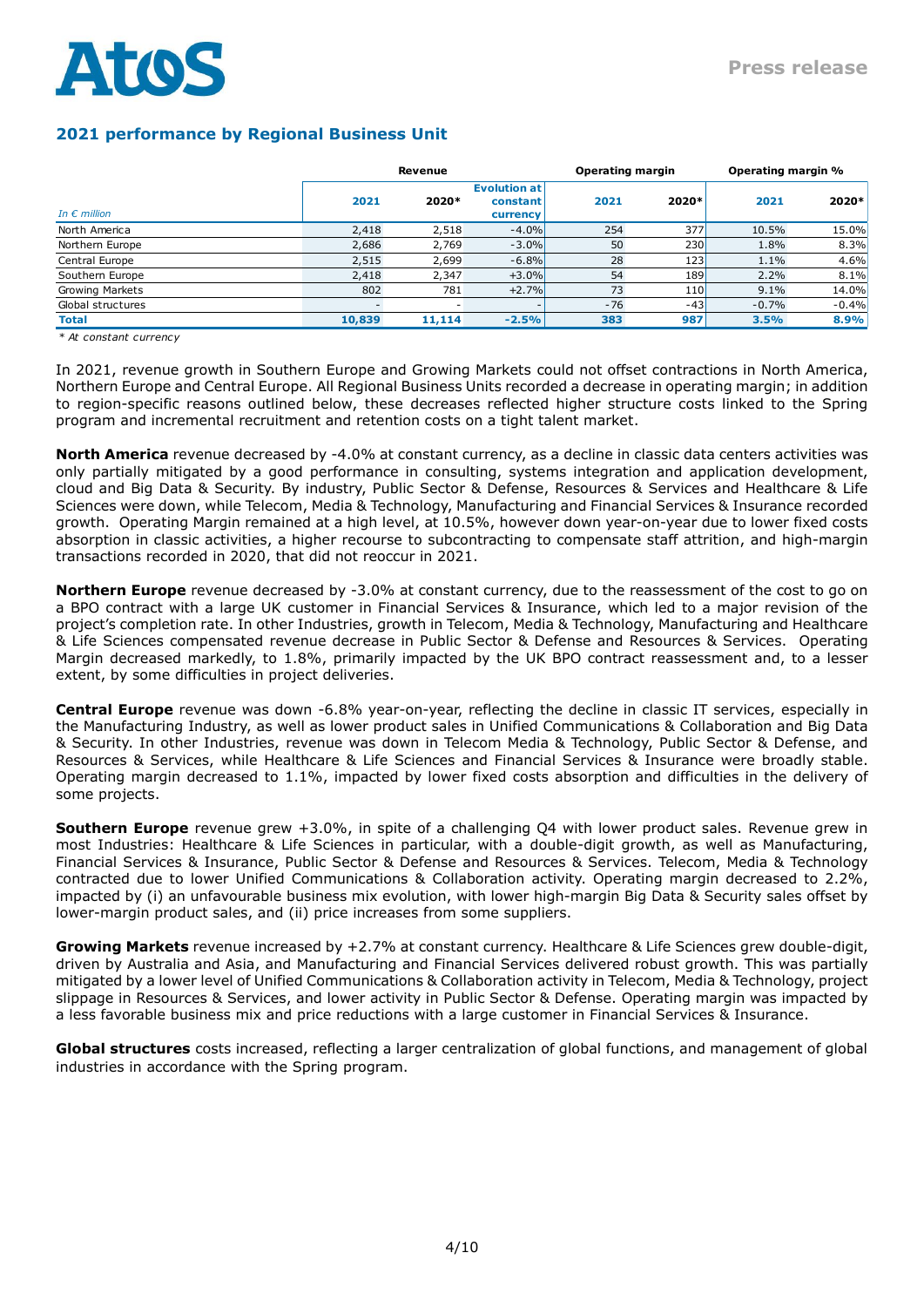## 2021 performance by Regional Business Unit

| *In € million* | Revenue | | | Operating margin | | Operating margin % | |
|---|---|---|---|---|---|---|---|
| | 2021 | 2020* | Evolution at constant currency | 2021 | 2020* | 2021 | 2020* |
| North America | 2,418 | 2,518 | -4.0% | 254 | 377 | 10.5% | 15.0% |
| Northern Europe | 2,686 | 2,769 | -3.0% | 50 | 230 | 1.8% | 8.3% |
| Central Europe | 2,515 | 2,699 | -6.8% | 28 | 123 | 1.1% | 4.6% |
| Southern Europe | 2,418 | 2,347 | +3.0% | 54 | 189 | 2.2% | 8.1% |
| Growing Markets | 802 | 781 | +2.7% | 73 | 110 | 9.1% | 14.0% |
| Global structures | - | - | - | -76 | -43 | -0.7% | -0.4% |
| **Total** | **10,839** | **11,114** | **-2.5%** | **383** | **987** | **3.5%** | **8.9%** |

*\* At constant currency*

In 2021, revenue growth in Southern Europe and Growing Markets could not offset contractions in North America, Northern Europe and Central Europe. All Regional Business Units recorded a decrease in operating margin; in addition to region-specific reasons outlined below, these decreases reflected higher structure costs linked to the Spring program and incremental recruitment and retention costs on a tight talent market.

**North America** revenue decreased by -4.0% at constant currency, as a decline in classic data centers activities was only partially mitigated by a good performance in consulting, systems integration and application development, cloud and Big Data & Security. By industry, Public Sector & Defense, Resources & Services and Healthcare & Life Sciences were down, while Telecom, Media & Technology, Manufacturing and Financial Services & Insurance recorded growth. Operating Margin remained at a high level, at 10.5%, however down year-on-year due to lower fixed costs absorption in classic activities, a higher recourse to subcontracting to compensate staff attrition, and high-margin transactions recorded in 2020, that did not reoccur in 2021.

**Northern Europe** revenue decreased by -3.0% at constant currency, due to the reassessment of the cost to go on a BPO contract with a large UK customer in Financial Services & Insurance, which led to a major revision of the project's completion rate. In other Industries, growth in Telecom, Media & Technology, Manufacturing and Healthcare & Life Sciences compensated revenue decrease in Public Sector & Defense and Resources & Services. Operating Margin decreased markedly, to 1.8%, primarily impacted by the UK BPO contract reassessment and, to a lesser extent, by some difficulties in project deliveries.

**Central Europe** revenue was down -6.8% year-on-year, reflecting the decline in classic IT services, especially in the Manufacturing Industry, as well as lower product sales in Unified Communications & Collaboration and Big Data & Security. In other Industries, revenue was down in Telecom Media & Technology, Public Sector & Defense, and Resources & Services, while Healthcare & Life Sciences and Financial Services & Insurance were broadly stable. Operating margin decreased to 1.1%, impacted by lower fixed costs absorption and difficulties in the delivery of some projects.

**Southern Europe** revenue grew +3.0%, in spite of a challenging Q4 with lower product sales. Revenue grew in most Industries: Healthcare & Life Sciences in particular, with a double-digit growth, as well as Manufacturing, Financial Services & Insurance, Public Sector & Defense and Resources & Services. Telecom, Media & Technology contracted due to lower Unified Communications & Collaboration activity. Operating margin decreased to 2.2%, impacted by (i) an unfavourable business mix evolution, with lower high-margin Big Data & Security sales offset by lower-margin product sales, and (ii) price increases from some suppliers.

**Growing Markets** revenue increased by +2.7% at constant currency. Healthcare & Life Sciences grew double-digit, driven by Australia and Asia, and Manufacturing and Financial Services delivered robust growth. This was partially mitigated by a lower level of Unified Communications & Collaboration activity in Telecom, Media & Technology, project slippage in Resources & Services, and lower activity in Public Sector & Defense. Operating margin was impacted by a less favorable business mix and price reductions with a large customer in Financial Services & Insurance.

**Global structures** costs increased, reflecting a larger centralization of global functions, and management of global industries in accordance with the Spring program.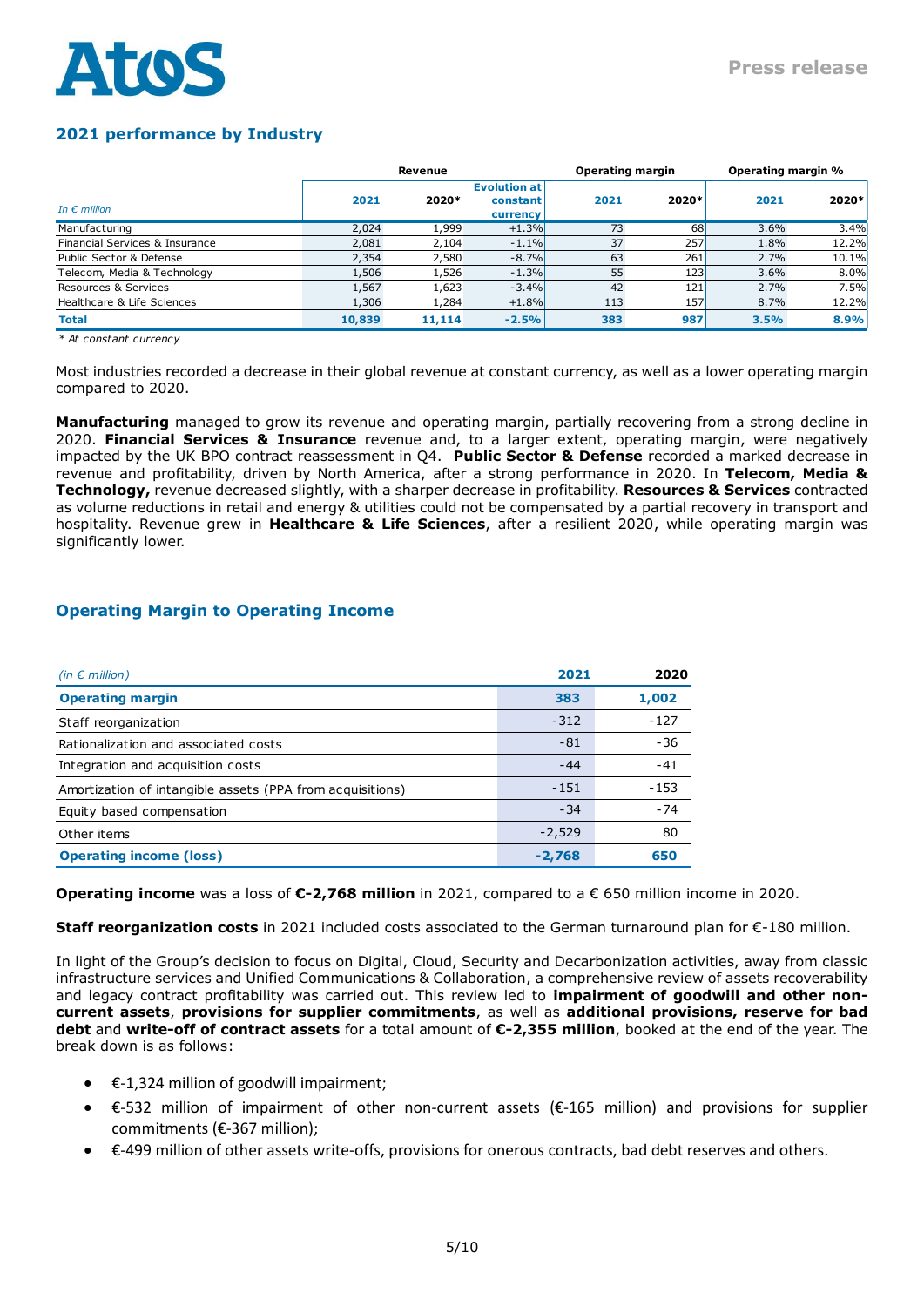## 2021 performance by Industry

| *In € million* | Revenue | | | Operating margin | | Operating margin % | |
|---|---|---|---|---|---|---|---|
| | **2021** | **2020*** | **Evolution at constant currency** | **2021** | **2020*** | **2021** | **2020*** |
| Manufacturing | 2,024 | 1,999 | +1.3% | 73 | 68 | 3.6% | 3.4% |
| Financial Services & Insurance | 2,081 | 2,104 | -1.1% | 37 | 257 | 1.8% | 12.2% |
| Public Sector & Defense | 2,354 | 2,580 | -8.7% | 63 | 261 | 2.7% | 10.1% |
| Telecom, Media & Technology | 1,506 | 1,526 | -1.3% | 55 | 123 | 3.6% | 8.0% |
| Resources & Services | 1,567 | 1,623 | -3.4% | 42 | 121 | 2.7% | 7.5% |
| Healthcare & Life Sciences | 1,306 | 1,284 | +1.8% | 113 | 157 | 8.7% | 12.2% |
| **Total** | **10,839** | **11,114** | **-2.5%** | **383** | **987** | **3.5%** | **8.9%** |

*\* At constant currency*

Most industries recorded a decrease in their global revenue at constant currency, as well as a lower operating margin compared to 2020.

**Manufacturing** managed to grow its revenue and operating margin, partially recovering from a strong decline in 2020. **Financial Services & Insurance** revenue and, to a larger extent, operating margin, were negatively impacted by the UK BPO contract reassessment in Q4. **Public Sector & Defense** recorded a marked decrease in revenue and profitability, driven by North America, after a strong performance in 2020. In **Telecom, Media & Technology,** revenue decreased slightly, with a sharper decrease in profitability. **Resources & Services** contracted as volume reductions in retail and energy & utilities could not be compensated by a partial recovery in transport and hospitality. Revenue grew in **Healthcare & Life Sciences**, after a resilient 2020, while operating margin was significantly lower.

## Operating Margin to Operating Income

| *(in € million)* | **2021** | **2020** |
|---|---|---|
| **Operating margin** | **383** | **1,002** |
| Staff reorganization | -312 | -127 |
| Rationalization and associated costs | -81 | -36 |
| Integration and acquisition costs | -44 | -41 |
| Amortization of intangible assets (PPA from acquisitions) | -151 | -153 |
| Equity based compensation | -34 | -74 |
| Other items | -2,529 | 80 |
| **Operating income (loss)** | **-2,768** | **650** |

**Operating income** was a loss of **€-2,768 million** in 2021, compared to a € 650 million income in 2020.

**Staff reorganization costs** in 2021 included costs associated to the German turnaround plan for €-180 million.

In light of the Group's decision to focus on Digital, Cloud, Security and Decarbonization activities, away from classic infrastructure services and Unified Communications & Collaboration, a comprehensive review of assets recoverability and legacy contract profitability was carried out. This review led to **impairment of goodwill and other non-current assets**, **provisions for supplier commitments**, as well as **additional provisions, reserve for bad debt** and **write-off of contract assets** for a total amount of **€-2,355 million**, booked at the end of the year. The break down is as follows:

- €-1,324 million of goodwill impairment;
- €-532 million of impairment of other non-current assets (€-165 million) and provisions for supplier commitments (€-367 million);
- €-499 million of other assets write-offs, provisions for onerous contracts, bad debt reserves and others.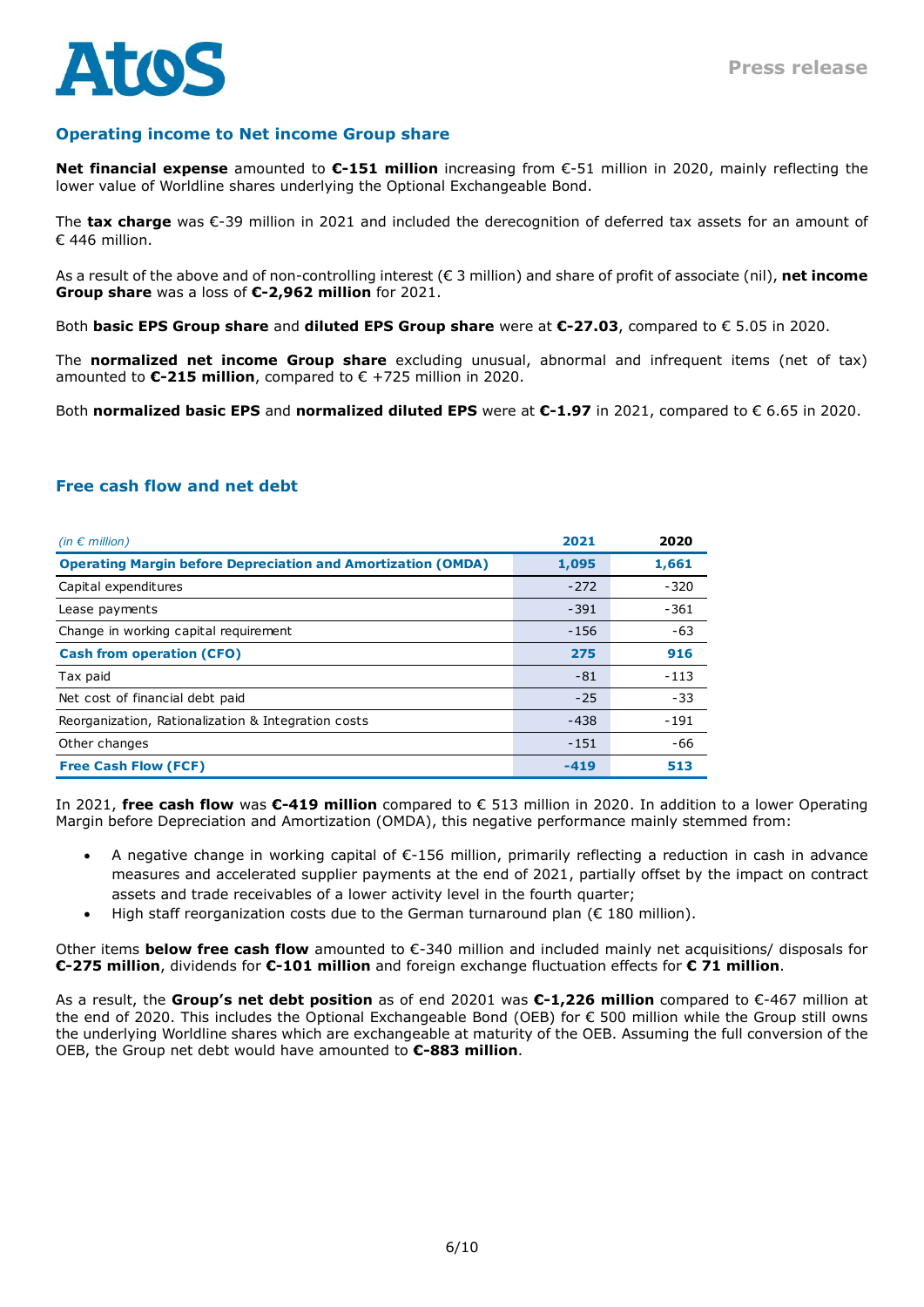## Operating income to Net income Group share

**Net financial expense** amounted to **€-151 million** increasing from €-51 million in 2020, mainly reflecting the lower value of Worldline shares underlying the Optional Exchangeable Bond.

The **tax charge** was €-39 million in 2021 and included the derecognition of deferred tax assets for an amount of € 446 million.

As a result of the above and of non-controlling interest (€ 3 million) and share of profit of associate (nil), **net income Group share** was a loss of **€-2,962 million** for 2021.

Both **basic EPS Group share** and **diluted EPS Group share** were at **€-27.03**, compared to € 5.05 in 2020.

The **normalized net income Group share** excluding unusual, abnormal and infrequent items (net of tax) amounted to **€-215 million**, compared to € +725 million in 2020.

Both **normalized basic EPS** and **normalized diluted EPS** were at **€-1.97** in 2021, compared to € 6.65 in 2020.

## Free cash flow and net debt

| *(in € million)* | 2021 | 2020 |
|---|---|---|
| **Operating Margin before Depreciation and Amortization (OMDA)** | **1,095** | **1,661** |
| Capital expenditures | -272 | -320 |
| Lease payments | -391 | -361 |
| Change in working capital requirement | -156 | -63 |
| **Cash from operation (CFO)** | **275** | **916** |
| Tax paid | -81 | -113 |
| Net cost of financial debt paid | -25 | -33 |
| Reorganization, Rationalization & Integration costs | -438 | -191 |
| Other changes | -151 | -66 |
| **Free Cash Flow (FCF)** | **-419** | **513** |

In 2021, **free cash flow** was **€-419 million** compared to € 513 million in 2020. In addition to a lower Operating Margin before Depreciation and Amortization (OMDA), this negative performance mainly stemmed from:

- A negative change in working capital of €-156 million, primarily reflecting a reduction in cash in advance measures and accelerated supplier payments at the end of 2021, partially offset by the impact on contract assets and trade receivables of a lower activity level in the fourth quarter;
- High staff reorganization costs due to the German turnaround plan (€ 180 million).

Other items **below free cash flow** amounted to €-340 million and included mainly net acquisitions/ disposals for **€-275 million**, dividends for **€-101 million** and foreign exchange fluctuation effects for **€ 71 million**.

As a result, the **Group's net debt position** as of end 20201 was **€-1,226 million** compared to €-467 million at the end of 2020. This includes the Optional Exchangeable Bond (OEB) for € 500 million while the Group still owns the underlying Worldline shares which are exchangeable at maturity of the OEB. Assuming the full conversion of the OEB, the Group net debt would have amounted to **€-883 million**.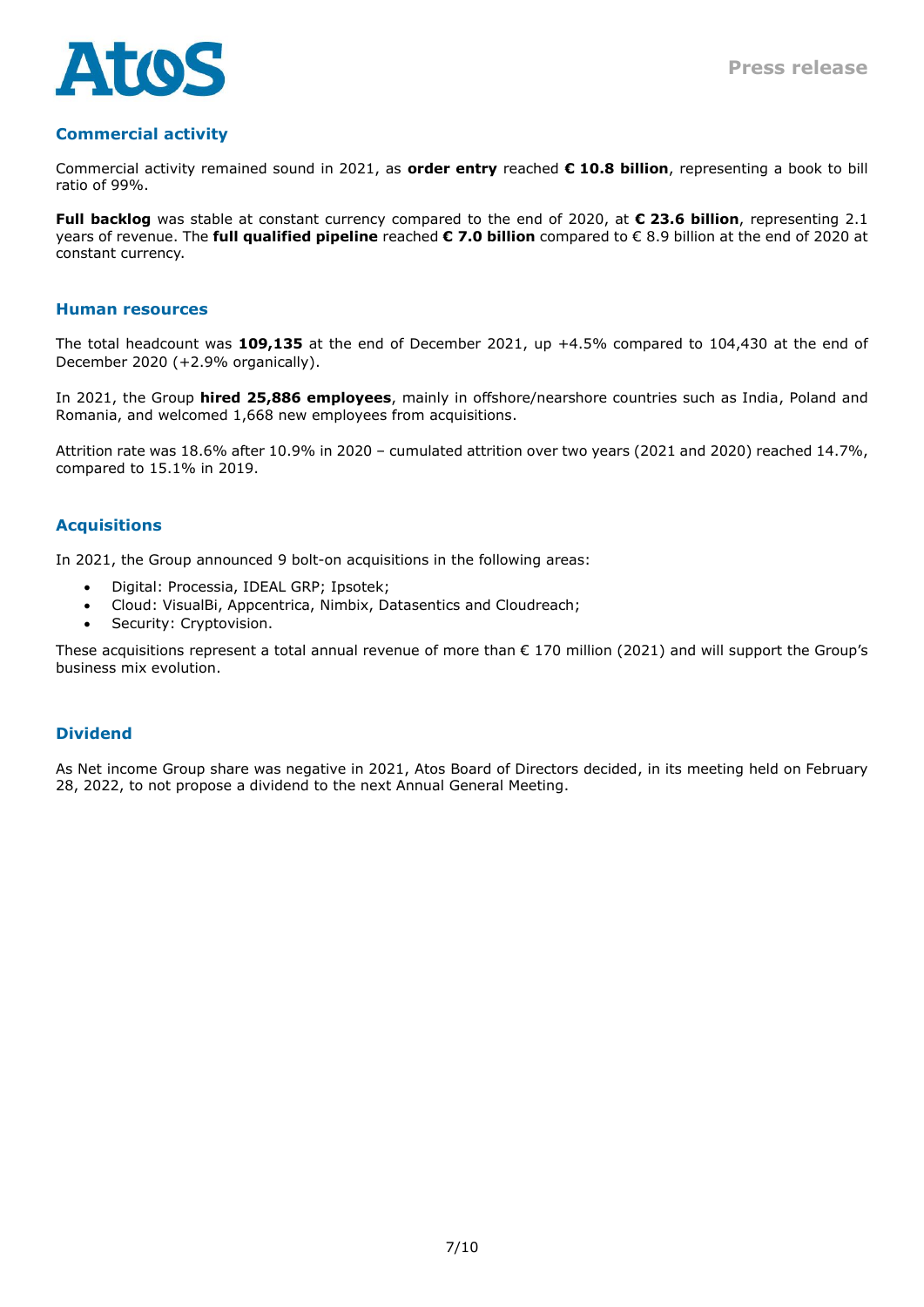## Commercial activity

Commercial activity remained sound in 2021, as **order entry** reached **€ 10.8 billion**, representing a book to bill ratio of 99%.

**Full backlog** was stable at constant currency compared to the end of 2020, at **€ 23.6 billion**, representing 2.1 years of revenue. The **full qualified pipeline** reached **€ 7.0 billion** compared to € 8.9 billion at the end of 2020 at constant currency.

## Human resources

The total headcount was **109,135** at the end of December 2021, up +4.5% compared to 104,430 at the end of December 2020 (+2.9% organically).

In 2021, the Group **hired 25,886 employees**, mainly in offshore/nearshore countries such as India, Poland and Romania, and welcomed 1,668 new employees from acquisitions.

Attrition rate was 18.6% after 10.9% in 2020 – cumulated attrition over two years (2021 and 2020) reached 14.7%, compared to 15.1% in 2019.

## Acquisitions

In 2021, the Group announced 9 bolt-on acquisitions in the following areas:

- Digital: Processia, IDEAL GRP; Ipsotek;
- Cloud: VisualBi, Appcentrica, Nimbix, Datasentics and Cloudreach;
- Security: Cryptovision.

These acquisitions represent a total annual revenue of more than € 170 million (2021) and will support the Group's business mix evolution.

## Dividend

As Net income Group share was negative in 2021, Atos Board of Directors decided, in its meeting held on February 28, 2022, to not propose a dividend to the next Annual General Meeting.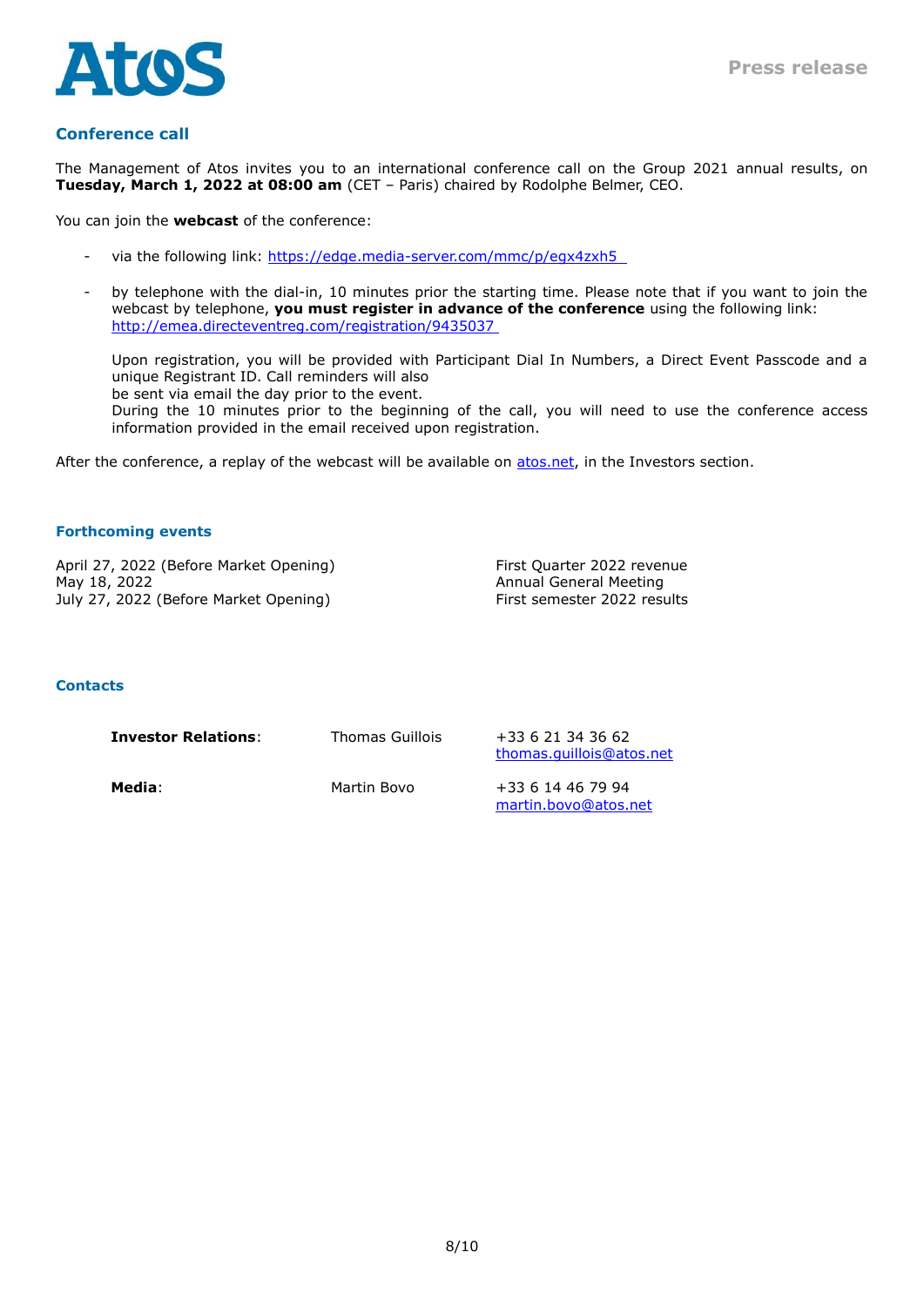## Conference call

The Management of Atos invites you to an international conference call on the Group 2021 annual results, on **Tuesday, March 1, 2022 at 08:00 am** (CET – Paris) chaired by Rodolphe Belmer, CEO.

You can join the **webcast** of the conference:

- via the following link: [https://edge.media-server.com/mmc/p/egx4zxh5](https://edge.media-server.com/mmc/p/egx4zxh5)

- by telephone with the dial-in, 10 minutes prior the starting time. Please note that if you want to join the webcast by telephone, **you must register in advance of the conference** using the following link: [http://emea.directeventreg.com/registration/9435037](http://emea.directeventreg.com/registration/9435037)

  Upon registration, you will be provided with Participant Dial In Numbers, a Direct Event Passcode and a unique Registrant ID. Call reminders will also be sent via email the day prior to the event.
  During the 10 minutes prior to the beginning of the call, you will need to use the conference access information provided in the email received upon registration.

After the conference, a replay of the webcast will be available on [atos.net](https://atos.net), in the Investors section.

## Forthcoming events

| | |
|---|---|
| April 27, 2022 (Before Market Opening) | First Quarter 2022 revenue |
| May 18, 2022 | Annual General Meeting |
| July 27, 2022 (Before Market Opening) | First semester 2022 results |

## Contacts

| | | |
|---|---|---|
| **Investor Relations**: | Thomas Guillois | +33 6 21 34 36 62<br>thomas.guillois@atos.net |
| **Media**: | Martin Bovo | +33 6 14 46 79 94<br>martin.bovo@atos.net |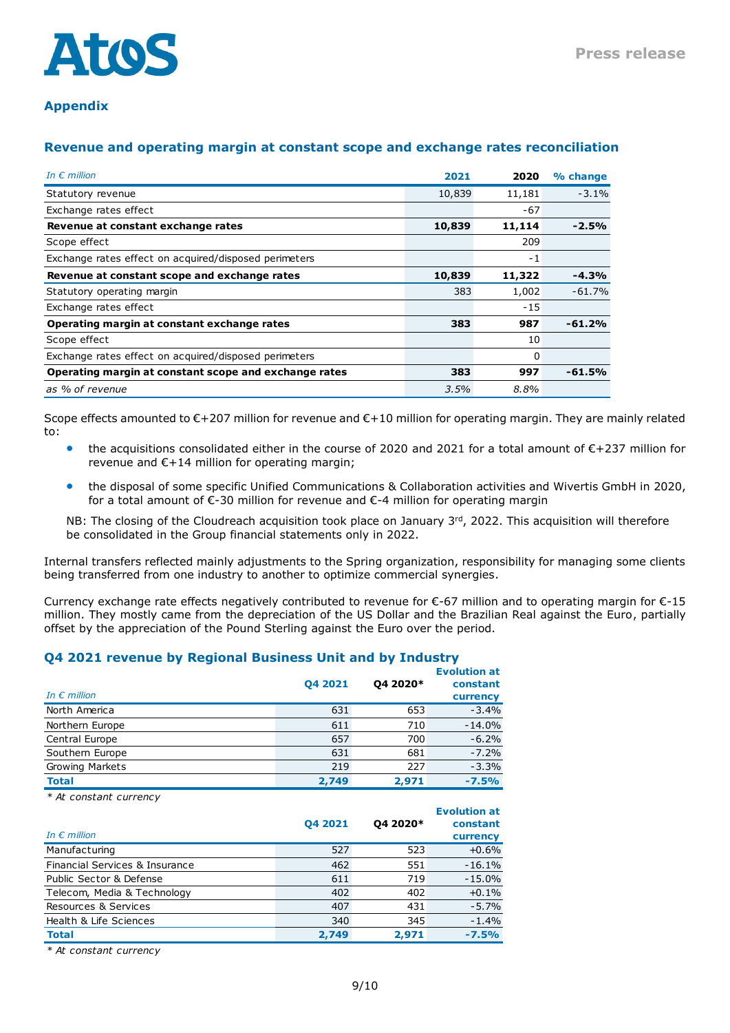## Appendix

### Revenue and operating margin at constant scope and exchange rates reconciliation

| *In € million* | 2021 | 2020 | % change |
|---|---|---|---|
| Statutory revenue | 10,839 | 11,181 | -3.1% |
| Exchange rates effect | | -67 | |
| **Revenue at constant exchange rates** | **10,839** | **11,114** | **-2.5%** |
| Scope effect | | 209 | |
| Exchange rates effect on acquired/disposed perimeters | | -1 | |
| **Revenue at constant scope and exchange rates** | **10,839** | **11,322** | **-4.3%** |
| Statutory operating margin | 383 | 1,002 | -61.7% |
| Exchange rates effect | | -15 | |
| **Operating margin at constant exchange rates** | **383** | **987** | **-61.2%** |
| Scope effect | | 10 | |
| Exchange rates effect on acquired/disposed perimeters | | 0 | |
| **Operating margin at constant scope and exchange rates** | **383** | **997** | **-61.5%** |
| *as % of revenue* | *3.5%* | *8.8%* | |

Scope effects amounted to €+207 million for revenue and €+10 million for operating margin. They are mainly related to:

- the acquisitions consolidated either in the course of 2020 and 2021 for a total amount of €+237 million for revenue and €+14 million for operating margin;
- the disposal of some specific Unified Communications & Collaboration activities and Wivertis GmbH in 2020, for a total amount of €-30 million for revenue and €-4 million for operating margin

NB: The closing of the Cloudreach acquisition took place on January 3rd, 2022. This acquisition will therefore be consolidated in the Group financial statements only in 2022.

Internal transfers reflected mainly adjustments to the Spring organization, responsibility for managing some clients being transferred from one industry to another to optimize commercial synergies.

Currency exchange rate effects negatively contributed to revenue for €-67 million and to operating margin for €-15 million. They mostly came from the depreciation of the US Dollar and the Brazilian Real against the Euro, partially offset by the appreciation of the Pound Sterling against the Euro over the period.

### Q4 2021 revenue by Regional Business Unit and by Industry

| *In € million* | Q4 2021 | Q4 2020* | Evolution at constant currency |
|---|---|---|---|
| North America | 631 | 653 | -3.4% |
| Northern Europe | 611 | 710 | -14.0% |
| Central Europe | 657 | 700 | -6.2% |
| Southern Europe | 631 | 681 | -7.2% |
| Growing Markets | 219 | 227 | -3.3% |
| **Total** | **2,749** | **2,971** | **-7.5%** |

*\* At constant currency*

| *In € million* | Q4 2021 | Q4 2020* | Evolution at constant currency |
|---|---|---|---|
| Manufacturing | 527 | 523 | +0.6% |
| Financial Services & Insurance | 462 | 551 | -16.1% |
| Public Sector & Defense | 611 | 719 | -15.0% |
| Telecom, Media & Technology | 402 | 402 | +0.1% |
| Resources & Services | 407 | 431 | -5.7% |
| Health & Life Sciences | 340 | 345 | -1.4% |
| **Total** | **2,749** | **2,971** | **-7.5%** |

*\* At constant currency*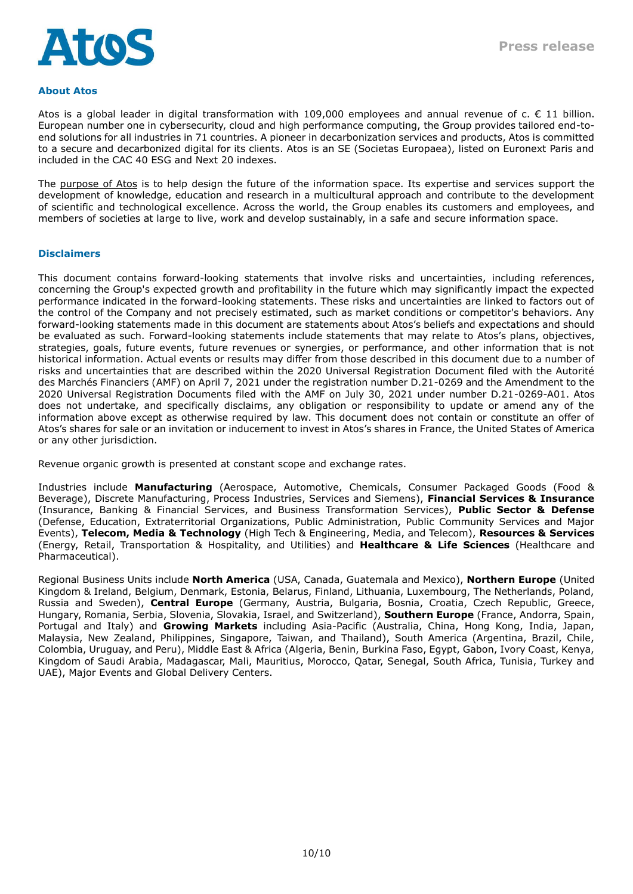### About Atos

Atos is a global leader in digital transformation with 109,000 employees and annual revenue of c. € 11 billion. European number one in cybersecurity, cloud and high performance computing, the Group provides tailored end-to-end solutions for all industries in 71 countries. A pioneer in decarbonization services and products, Atos is committed to a secure and decarbonized digital for its clients. Atos is an SE (Societas Europaea), listed on Euronext Paris and included in the CAC 40 ESG and Next 20 indexes.

The purpose of Atos is to help design the future of the information space. Its expertise and services support the development of knowledge, education and research in a multicultural approach and contribute to the development of scientific and technological excellence. Across the world, the Group enables its customers and employees, and members of societies at large to live, work and develop sustainably, in a safe and secure information space.

### Disclaimers

This document contains forward-looking statements that involve risks and uncertainties, including references, concerning the Group's expected growth and profitability in the future which may significantly impact the expected performance indicated in the forward-looking statements. These risks and uncertainties are linked to factors out of the control of the Company and not precisely estimated, such as market conditions or competitor's behaviors. Any forward-looking statements made in this document are statements about Atos's beliefs and expectations and should be evaluated as such. Forward-looking statements include statements that may relate to Atos's plans, objectives, strategies, goals, future events, future revenues or synergies, or performance, and other information that is not historical information. Actual events or results may differ from those described in this document due to a number of risks and uncertainties that are described within the 2020 Universal Registration Document filed with the Autorité des Marchés Financiers (AMF) on April 7, 2021 under the registration number D.21-0269 and the Amendment to the 2020 Universal Registration Documents filed with the AMF on July 30, 2021 under number D.21-0269-A01. Atos does not undertake, and specifically disclaims, any obligation or responsibility to update or amend any of the information above except as otherwise required by law. This document does not contain or constitute an offer of Atos's shares for sale or an invitation or inducement to invest in Atos's shares in France, the United States of America or any other jurisdiction.

Revenue organic growth is presented at constant scope and exchange rates.

Industries include **Manufacturing** (Aerospace, Automotive, Chemicals, Consumer Packaged Goods (Food & Beverage), Discrete Manufacturing, Process Industries, Services and Siemens), **Financial Services & Insurance** (Insurance, Banking & Financial Services, and Business Transformation Services), **Public Sector & Defense** (Defense, Education, Extraterritorial Organizations, Public Administration, Public Community Services and Major Events), **Telecom, Media & Technology** (High Tech & Engineering, Media, and Telecom), **Resources & Services** (Energy, Retail, Transportation & Hospitality, and Utilities) and **Healthcare & Life Sciences** (Healthcare and Pharmaceutical).

Regional Business Units include **North America** (USA, Canada, Guatemala and Mexico), **Northern Europe** (United Kingdom & Ireland, Belgium, Denmark, Estonia, Belarus, Finland, Lithuania, Luxembourg, The Netherlands, Poland, Russia and Sweden), **Central Europe** (Germany, Austria, Bulgaria, Bosnia, Croatia, Czech Republic, Greece, Hungary, Romania, Serbia, Slovenia, Slovakia, Israel, and Switzerland), **Southern Europe** (France, Andorra, Spain, Portugal and Italy) and **Growing Markets** including Asia-Pacific (Australia, China, Hong Kong, India, Japan, Malaysia, New Zealand, Philippines, Singapore, Taiwan, and Thailand), South America (Argentina, Brazil, Chile, Colombia, Uruguay, and Peru), Middle East & Africa (Algeria, Benin, Burkina Faso, Egypt, Gabon, Ivory Coast, Kenya, Kingdom of Saudi Arabia, Madagascar, Mali, Mauritius, Morocco, Qatar, Senegal, South Africa, Tunisia, Turkey and UAE), Major Events and Global Delivery Centers.